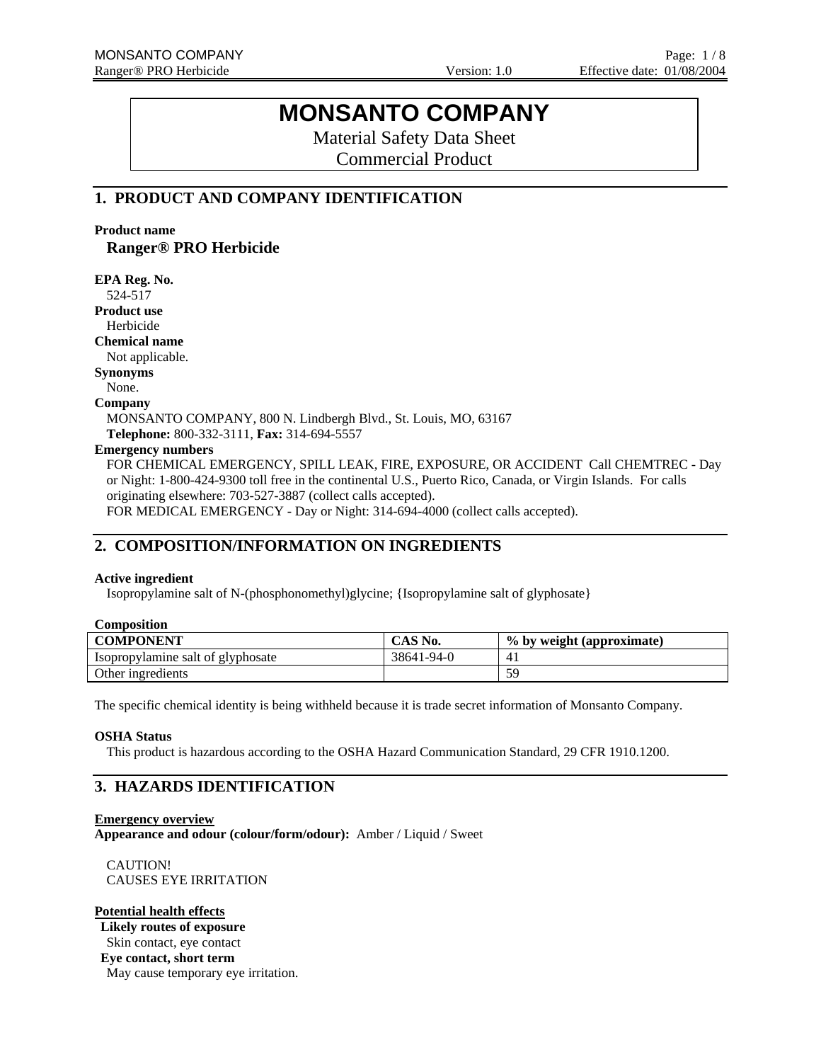# MONSANTO COMPANY

Material Safety Data Sheet
Commercial Product

## 1. PRODUCT AND COMPANY IDENTIFICATION

**Product name**

**Ranger® PRO Herbicide**

**EPA Reg. No.**
524-517

**Product use**
Herbicide

**Chemical name**
Not applicable.

**Synonyms**
None.

**Company**
MONSANTO COMPANY, 800 N. Lindbergh Blvd., St. Louis, MO, 63167
**Telephone:** 800-332-3111, **Fax:** 314-694-5557

**Emergency numbers**
FOR CHEMICAL EMERGENCY, SPILL LEAK, FIRE, EXPOSURE, OR ACCIDENT Call CHEMTREC - Day or Night: 1-800-424-9300 toll free in the continental U.S., Puerto Rico, Canada, or Virgin Islands. For calls originating elsewhere: 703-527-3887 (collect calls accepted).
FOR MEDICAL EMERGENCY - Day or Night: 314-694-4000 (collect calls accepted).

## 2. COMPOSITION/INFORMATION ON INGREDIENTS

**Active ingredient**
Isopropylamine salt of N-(phosphonomethyl)glycine; {Isopropylamine salt of glyphosate}

**Composition**

| COMPONENT | CAS No. | % by weight (approximate) |
|---|---|---|
| Isopropylamine salt of glyphosate | 38641-94-0 | 41 |
| Other ingredients | | 59 |

The specific chemical identity is being withheld because it is trade secret information of Monsanto Company.

**OSHA Status**
This product is hazardous according to the OSHA Hazard Communication Standard, 29 CFR 1910.1200.

## 3. HAZARDS IDENTIFICATION

**Emergency overview**

**Appearance and odour (colour/form/odour):** Amber / Liquid / Sweet

CAUTION!
CAUSES EYE IRRITATION

**Potential health effects**

**Likely routes of exposure**
Skin contact, eye contact

**Eye contact, short term**
May cause temporary eye irritation.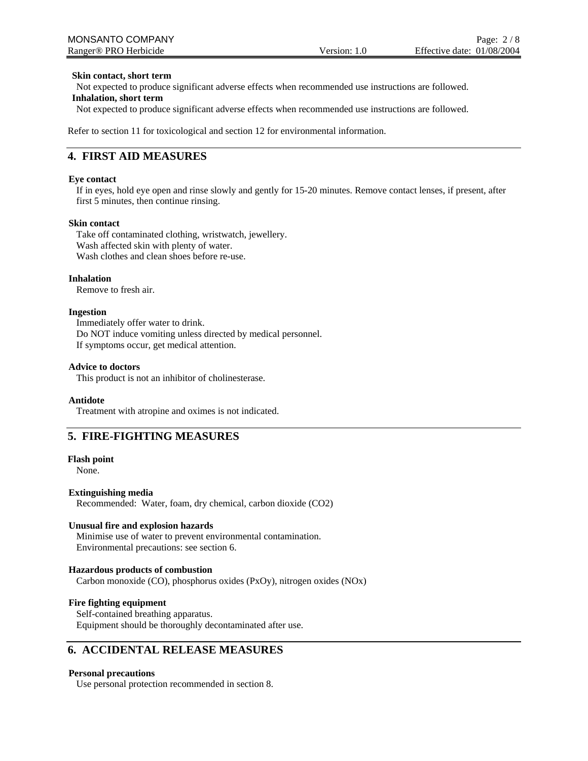**Skin contact, short term**

Not expected to produce significant adverse effects when recommended use instructions are followed.

**Inhalation, short term**

Not expected to produce significant adverse effects when recommended use instructions are followed.

Refer to section 11 for toxicological and section 12 for environmental information.

## 4. FIRST AID MEASURES

**Eye contact**

If in eyes, hold eye open and rinse slowly and gently for 15-20 minutes. Remove contact lenses, if present, after first 5 minutes, then continue rinsing.

**Skin contact**

Take off contaminated clothing, wristwatch, jewellery.
Wash affected skin with plenty of water.
Wash clothes and clean shoes before re-use.

**Inhalation**

Remove to fresh air.

**Ingestion**

Immediately offer water to drink.
Do NOT induce vomiting unless directed by medical personnel.
If symptoms occur, get medical attention.

**Advice to doctors**

This product is not an inhibitor of cholinesterase.

**Antidote**

Treatment with atropine and oximes is not indicated.

## 5. FIRE-FIGHTING MEASURES

**Flash point**

None.

**Extinguishing media**

Recommended: Water, foam, dry chemical, carbon dioxide ($CO_2$)

**Unusual fire and explosion hazards**

Minimise use of water to prevent environmental contamination.
Environmental precautions: see section 6.

**Hazardous products of combustion**

Carbon monoxide (CO), phosphorus oxides ($P_xO_y$), nitrogen oxides ($NO_x$)

**Fire fighting equipment**

Self-contained breathing apparatus.
Equipment should be thoroughly decontaminated after use.

## 6. ACCIDENTAL RELEASE MEASURES

**Personal precautions**

Use personal protection recommended in section 8.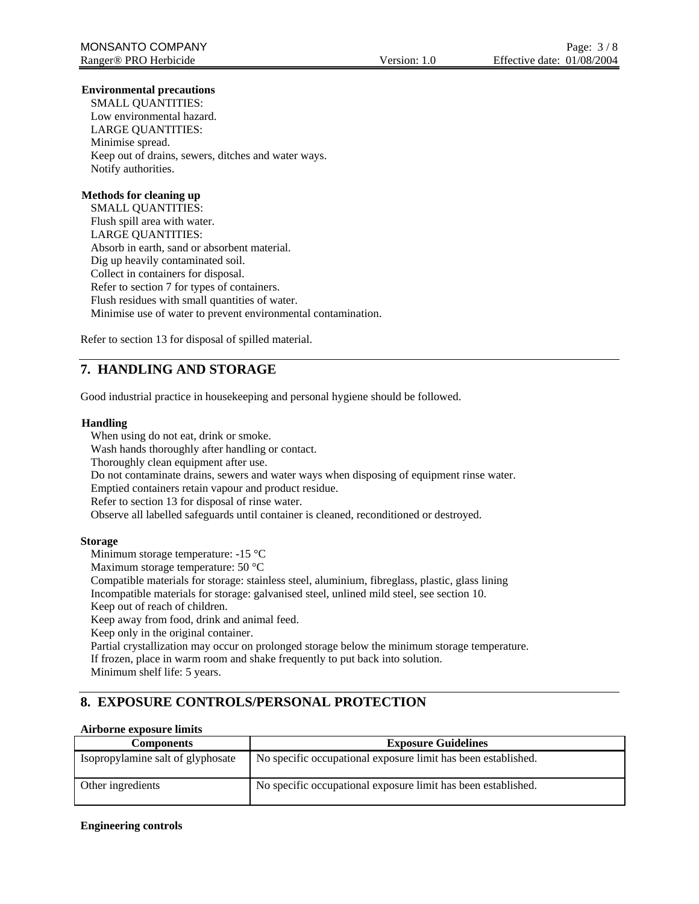**Environmental precautions**

SMALL QUANTITIES:
Low environmental hazard.
LARGE QUANTITIES:
Minimise spread.
Keep out of drains, sewers, ditches and water ways.
Notify authorities.

**Methods for cleaning up**

SMALL QUANTITIES:
Flush spill area with water.
LARGE QUANTITIES:
Absorb in earth, sand or absorbent material.
Dig up heavily contaminated soil.
Collect in containers for disposal.
Refer to section 7 for types of containers.
Flush residues with small quantities of water.
Minimise use of water to prevent environmental contamination.

Refer to section 13 for disposal of spilled material.

## 7. HANDLING AND STORAGE

Good industrial practice in housekeeping and personal hygiene should be followed.

**Handling**

When using do not eat, drink or smoke.
Wash hands thoroughly after handling or contact.
Thoroughly clean equipment after use.
Do not contaminate drains, sewers and water ways when disposing of equipment rinse water.
Emptied containers retain vapour and product residue.
Refer to section 13 for disposal of rinse water.
Observe all labelled safeguards until container is cleaned, reconditioned or destroyed.

**Storage**

Minimum storage temperature: -15 °C
Maximum storage temperature: 50 °C
Compatible materials for storage: stainless steel, aluminium, fibreglass, plastic, glass lining
Incompatible materials for storage: galvanised steel, unlined mild steel, see section 10.
Keep out of reach of children.
Keep away from food, drink and animal feed.
Keep only in the original container.
Partial crystallization may occur on prolonged storage below the minimum storage temperature.
If frozen, place in warm room and shake frequently to put back into solution.
Minimum shelf life: 5 years.

## 8. EXPOSURE CONTROLS/PERSONAL PROTECTION

**Airborne exposure limits**

| Components | Exposure Guidelines |
|---|---|
| Isopropylamine salt of glyphosate | No specific occupational exposure limit has been established. |
| Other ingredients | No specific occupational exposure limit has been established. |

**Engineering controls**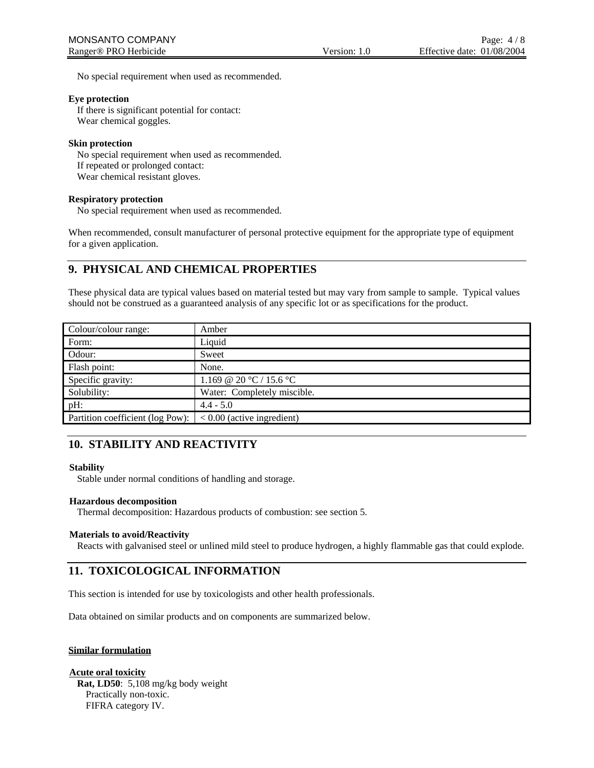No special requirement when used as recommended.

**Eye protection**
If there is significant potential for contact:
Wear chemical goggles.

**Skin protection**
No special requirement when used as recommended.
If repeated or prolonged contact:
Wear chemical resistant gloves.

**Respiratory protection**
No special requirement when used as recommended.

When recommended, consult manufacturer of personal protective equipment for the appropriate type of equipment for a given application.

## 9. PHYSICAL AND CHEMICAL PROPERTIES

These physical data are typical values based on material tested but may vary from sample to sample. Typical values should not be construed as a guaranteed analysis of any specific lot or as specifications for the product.

| Colour/colour range: | Amber |
|---|---|
| Form: | Liquid |
| Odour: | Sweet |
| Flash point: | None. |
| Specific gravity: | 1.169 @ 20 °C / 15.6 °C |
| Solubility: | Water: Completely miscible. |
| pH: | 4.4 - 5.0 |
| Partition coefficient (log Pow): | < 0.00 (active ingredient) |

## 10. STABILITY AND REACTIVITY

**Stability**
Stable under normal conditions of handling and storage.

**Hazardous decomposition**
Thermal decomposition: Hazardous products of combustion: see section 5.

**Materials to avoid/Reactivity**
Reacts with galvanised steel or unlined mild steel to produce hydrogen, a highly flammable gas that could explode.

## 11. TOXICOLOGICAL INFORMATION

This section is intended for use by toxicologists and other health professionals.

Data obtained on similar products and on components are summarized below.

**Similar formulation**

**Acute oral toxicity**
**Rat, LD50**: 5,108 mg/kg body weight
Practically non-toxic.
FIFRA category IV.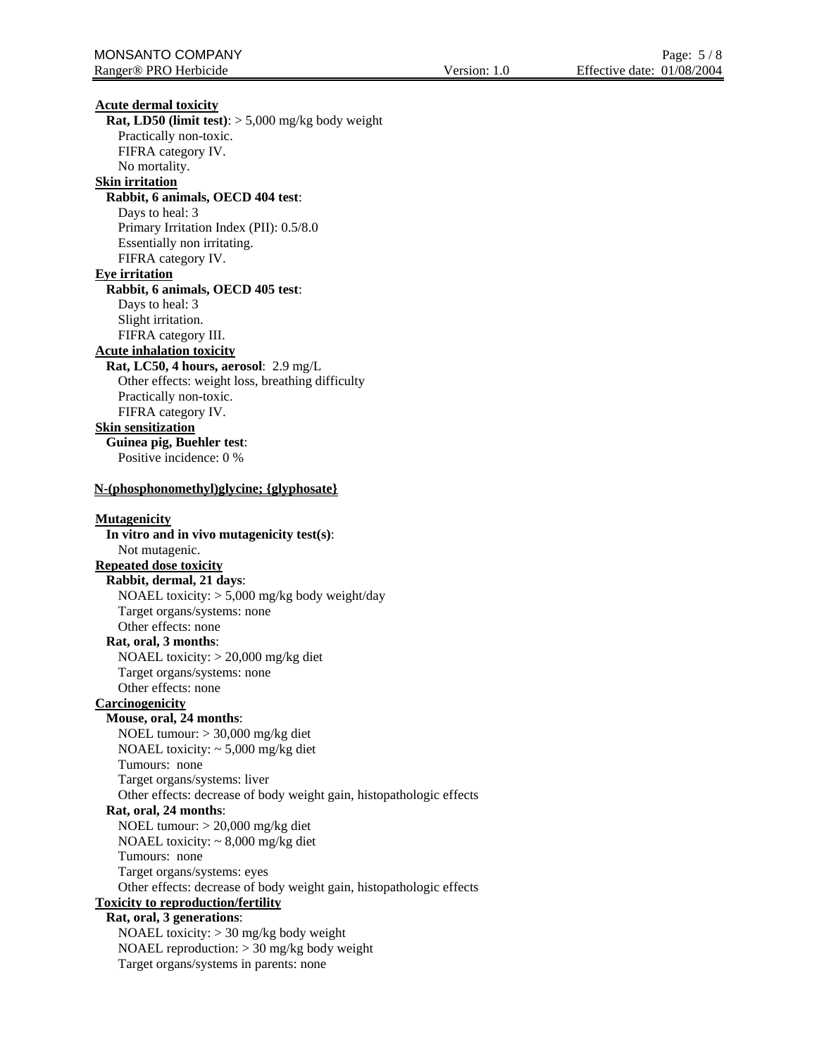**Acute dermal toxicity**

**Rat, LD50 (limit test)**: > 5,000 mg/kg body weight
Practically non-toxic.
FIFRA category IV.
No mortality.

**Skin irritation**

**Rabbit, 6 animals, OECD 404 test**:
Days to heal: 3
Primary Irritation Index (PII): 0.5/8.0
Essentially non irritating.
FIFRA category IV.

**Eye irritation**

**Rabbit, 6 animals, OECD 405 test**:
Days to heal: 3
Slight irritation.
FIFRA category III.

**Acute inhalation toxicity**

**Rat, LC50, 4 hours, aerosol**: 2.9 mg/L
Other effects: weight loss, breathing difficulty
Practically non-toxic.
FIFRA category IV.

**Skin sensitization**

**Guinea pig, Buehler test**:
Positive incidence: 0 %

**N-(phosphonomethyl)glycine; {glyphosate}**

**Mutagenicity**

**In vitro and in vivo mutagenicity test(s)**:
Not mutagenic.

**Repeated dose toxicity**

**Rabbit, dermal, 21 days**:
NOAEL toxicity: > 5,000 mg/kg body weight/day
Target organs/systems: none
Other effects: none

**Rat, oral, 3 months**:
NOAEL toxicity: > 20,000 mg/kg diet
Target organs/systems: none
Other effects: none

**Carcinogenicity**

**Mouse, oral, 24 months**:
NOEL tumour: > 30,000 mg/kg diet
NOAEL toxicity: ~ 5,000 mg/kg diet
Tumours: none
Target organs/systems: liver
Other effects: decrease of body weight gain, histopathologic effects

**Rat, oral, 24 months**:
NOEL tumour: > 20,000 mg/kg diet
NOAEL toxicity: ~ 8,000 mg/kg diet
Tumours: none
Target organs/systems: eyes
Other effects: decrease of body weight gain, histopathologic effects

**Toxicity to reproduction/fertility**

**Rat, oral, 3 generations**:
NOAEL toxicity: > 30 mg/kg body weight
NOAEL reproduction: > 30 mg/kg body weight
Target organs/systems in parents: none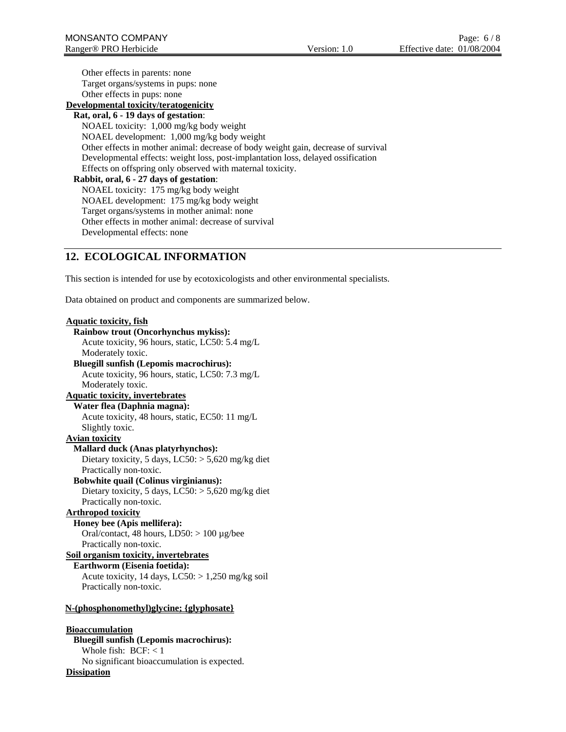Other effects in parents: none
Target organs/systems in pups: none
Other effects in pups: none

**Developmental toxicity/teratogenicity**

**Rat, oral, 6 - 19 days of gestation**:
NOAEL toxicity: 1,000 mg/kg body weight
NOAEL development: 1,000 mg/kg body weight
Other effects in mother animal: decrease of body weight gain, decrease of survival
Developmental effects: weight loss, post-implantation loss, delayed ossification
Effects on offspring only observed with maternal toxicity.

**Rabbit, oral, 6 - 27 days of gestation**:
NOAEL toxicity: 175 mg/kg body weight
NOAEL development: 175 mg/kg body weight
Target organs/systems in mother animal: none
Other effects in mother animal: decrease of survival
Developmental effects: none

## 12. ECOLOGICAL INFORMATION

This section is intended for use by ecotoxicologists and other environmental specialists.

Data obtained on product and components are summarized below.

**Aquatic toxicity, fish**

**Rainbow trout (Oncorhynchus mykiss):**
Acute toxicity, 96 hours, static, LC50: 5.4 mg/L
Moderately toxic.

**Bluegill sunfish (Lepomis macrochirus):**
Acute toxicity, 96 hours, static, LC50: 7.3 mg/L
Moderately toxic.

**Aquatic toxicity, invertebrates**

**Water flea (Daphnia magna):**
Acute toxicity, 48 hours, static, EC50: 11 mg/L
Slightly toxic.

**Avian toxicity**

**Mallard duck (Anas platyrhynchos):**
Dietary toxicity, 5 days, LC50: > 5,620 mg/kg diet
Practically non-toxic.

**Bobwhite quail (Colinus virginianus):**
Dietary toxicity, 5 days, LC50: > 5,620 mg/kg diet
Practically non-toxic.

**Arthropod toxicity**

**Honey bee (Apis mellifera):**
Oral/contact, 48 hours, LD50: > 100 µg/bee
Practically non-toxic.

**Soil organism toxicity, invertebrates**

**Earthworm (Eisenia foetida):**
Acute toxicity, 14 days, LC50: > 1,250 mg/kg soil
Practically non-toxic.

**N-(phosphonomethyl)glycine; {glyphosate}**

**Bioaccumulation**

**Bluegill sunfish (Lepomis macrochirus):**
Whole fish: BCF: < 1
No significant bioaccumulation is expected.

**Dissipation**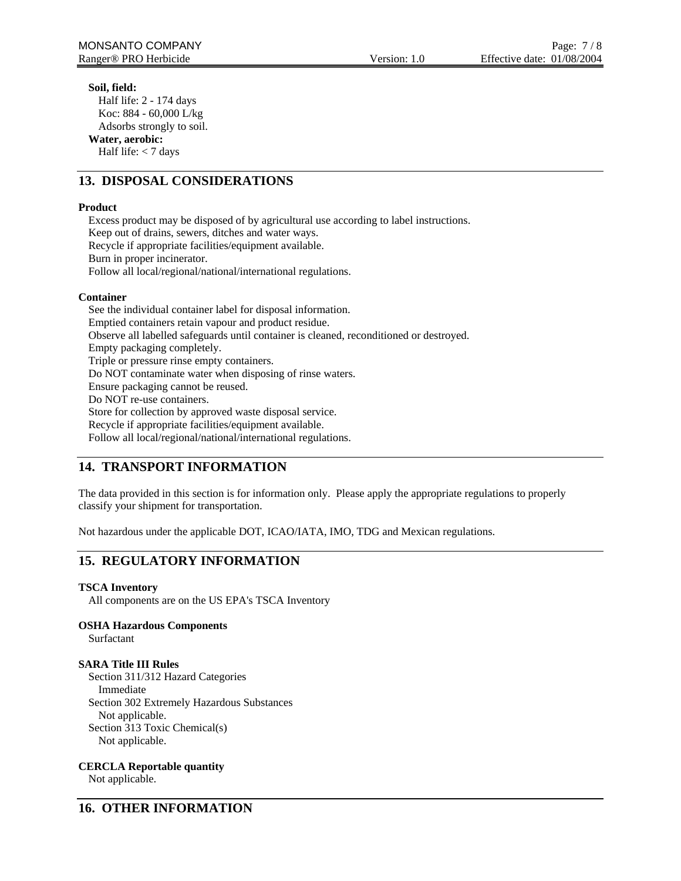**Soil, field:**

Half life: 2 - 174 days
Koc: 884 - 60,000 L/kg
Adsorbs strongly to soil.

**Water, aerobic:**

Half life: < 7 days

## 13. DISPOSAL CONSIDERATIONS

**Product**

Excess product may be disposed of by agricultural use according to label instructions.
Keep out of drains, sewers, ditches and water ways.
Recycle if appropriate facilities/equipment available.
Burn in proper incinerator.
Follow all local/regional/national/international regulations.

**Container**

See the individual container label for disposal information.
Emptied containers retain vapour and product residue.
Observe all labelled safeguards until container is cleaned, reconditioned or destroyed.
Empty packaging completely.
Triple or pressure rinse empty containers.
Do NOT contaminate water when disposing of rinse waters.
Ensure packaging cannot be reused.
Do NOT re-use containers.
Store for collection by approved waste disposal service.
Recycle if appropriate facilities/equipment available.
Follow all local/regional/national/international regulations.

## 14. TRANSPORT INFORMATION

The data provided in this section is for information only. Please apply the appropriate regulations to properly classify your shipment for transportation.

Not hazardous under the applicable DOT, ICAO/IATA, IMO, TDG and Mexican regulations.

## 15. REGULATORY INFORMATION

**TSCA Inventory**

All components are on the US EPA's TSCA Inventory

**OSHA Hazardous Components**

Surfactant

**SARA Title III Rules**

Section 311/312 Hazard Categories
Immediate
Section 302 Extremely Hazardous Substances
Not applicable.
Section 313 Toxic Chemical(s)
Not applicable.

**CERCLA Reportable quantity**

Not applicable.

## 16. OTHER INFORMATION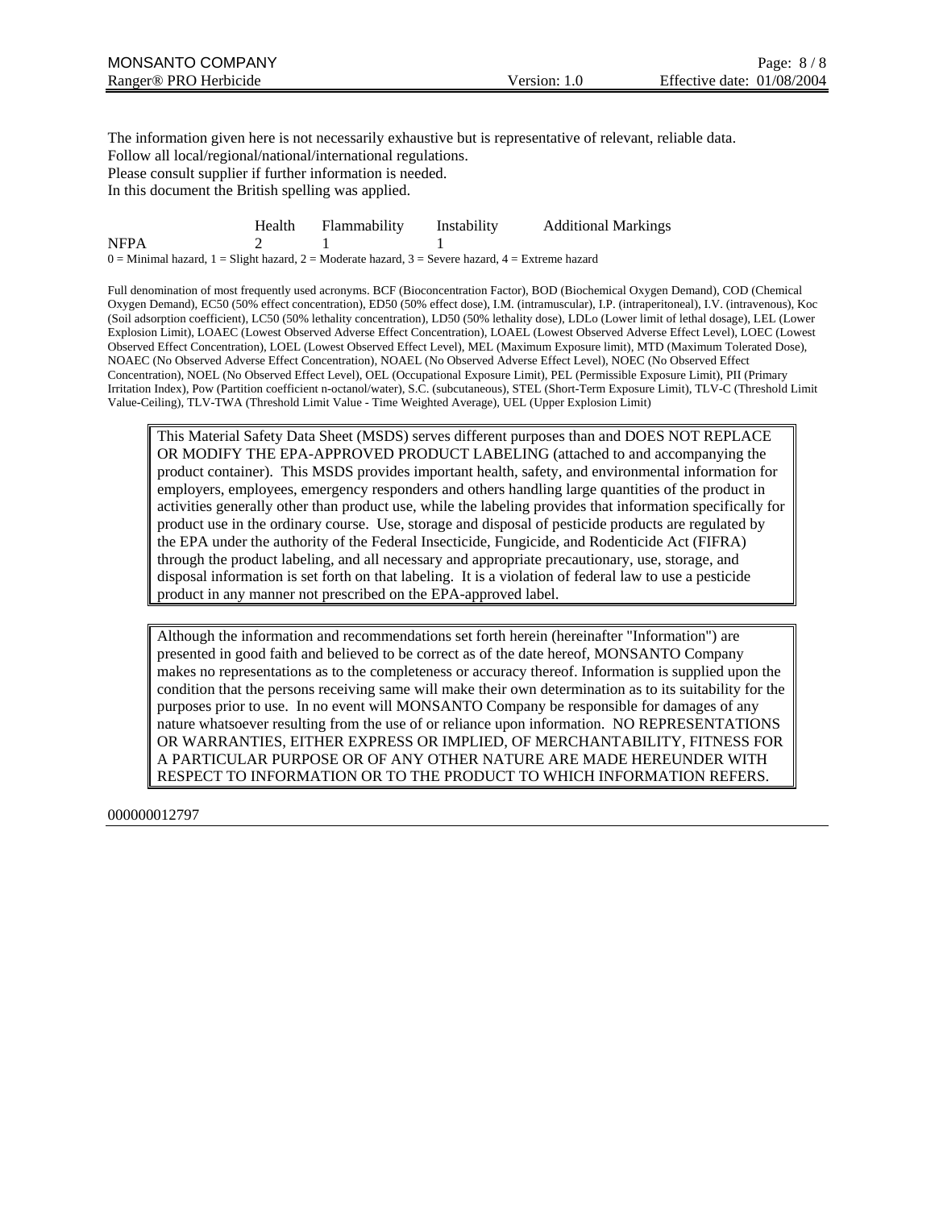The information given here is not necessarily exhaustive but is representative of relevant, reliable data.
Follow all local/regional/national/international regulations.
Please consult supplier if further information is needed.
In this document the British spelling was applied.

| | Health | Flammability | Instability | Additional Markings |
|---|---|---|---|---|
| NFPA | 2 | 1 | 1 | |

0 = Minimal hazard, 1 = Slight hazard, 2 = Moderate hazard, 3 = Severe hazard, 4 = Extreme hazard

Full denomination of most frequently used acronyms. BCF (Bioconcentration Factor), BOD (Biochemical Oxygen Demand), COD (Chemical Oxygen Demand), EC50 (50% effect concentration), ED50 (50% effect dose), I.M. (intramuscular), I.P. (intraperitoneal), I.V. (intravenous), Koc (Soil adsorption coefficient), LC50 (50% lethality concentration), LD50 (50% lethality dose), LDLo (Lower limit of lethal dosage), LEL (Lower Explosion Limit), LOAEC (Lowest Observed Adverse Effect Concentration), LOAEL (Lowest Observed Adverse Effect Level), LOEC (Lowest Observed Effect Concentration), LOEL (Lowest Observed Effect Level), MEL (Maximum Exposure limit), MTD (Maximum Tolerated Dose), NOAEC (No Observed Adverse Effect Concentration), NOAEL (No Observed Adverse Effect Level), NOEC (No Observed Effect Concentration), NOEL (No Observed Effect Level), OEL (Occupational Exposure Limit), PEL (Permissible Exposure Limit), PII (Primary Irritation Index), Pow (Partition coefficient n-octanol/water), S.C. (subcutaneous), STEL (Short-Term Exposure Limit), TLV-C (Threshold Limit Value-Ceiling), TLV-TWA (Threshold Limit Value - Time Weighted Average), UEL (Upper Explosion Limit)

This Material Safety Data Sheet (MSDS) serves different purposes than and DOES NOT REPLACE OR MODIFY THE EPA-APPROVED PRODUCT LABELING (attached to and accompanying the product container). This MSDS provides important health, safety, and environmental information for employers, employees, emergency responders and others handling large quantities of the product in activities generally other than product use, while the labeling provides that information specifically for product use in the ordinary course. Use, storage and disposal of pesticide products are regulated by the EPA under the authority of the Federal Insecticide, Fungicide, and Rodenticide Act (FIFRA) through the product labeling, and all necessary and appropriate precautionary, use, storage, and disposal information is set forth on that labeling. It is a violation of federal law to use a pesticide product in any manner not prescribed on the EPA-approved label.

Although the information and recommendations set forth herein (hereinafter "Information") are presented in good faith and believed to be correct as of the date hereof, MONSANTO Company makes no representations as to the completeness or accuracy thereof. Information is supplied upon the condition that the persons receiving same will make their own determination as to its suitability for the purposes prior to use. In no event will MONSANTO Company be responsible for damages of any nature whatsoever resulting from the use of or reliance upon information. NO REPRESENTATIONS OR WARRANTIES, EITHER EXPRESS OR IMPLIED, OF MERCHANTABILITY, FITNESS FOR A PARTICULAR PURPOSE OR OF ANY OTHER NATURE ARE MADE HEREUNDER WITH RESPECT TO INFORMATION OR TO THE PRODUCT TO WHICH INFORMATION REFERS.

000000012797